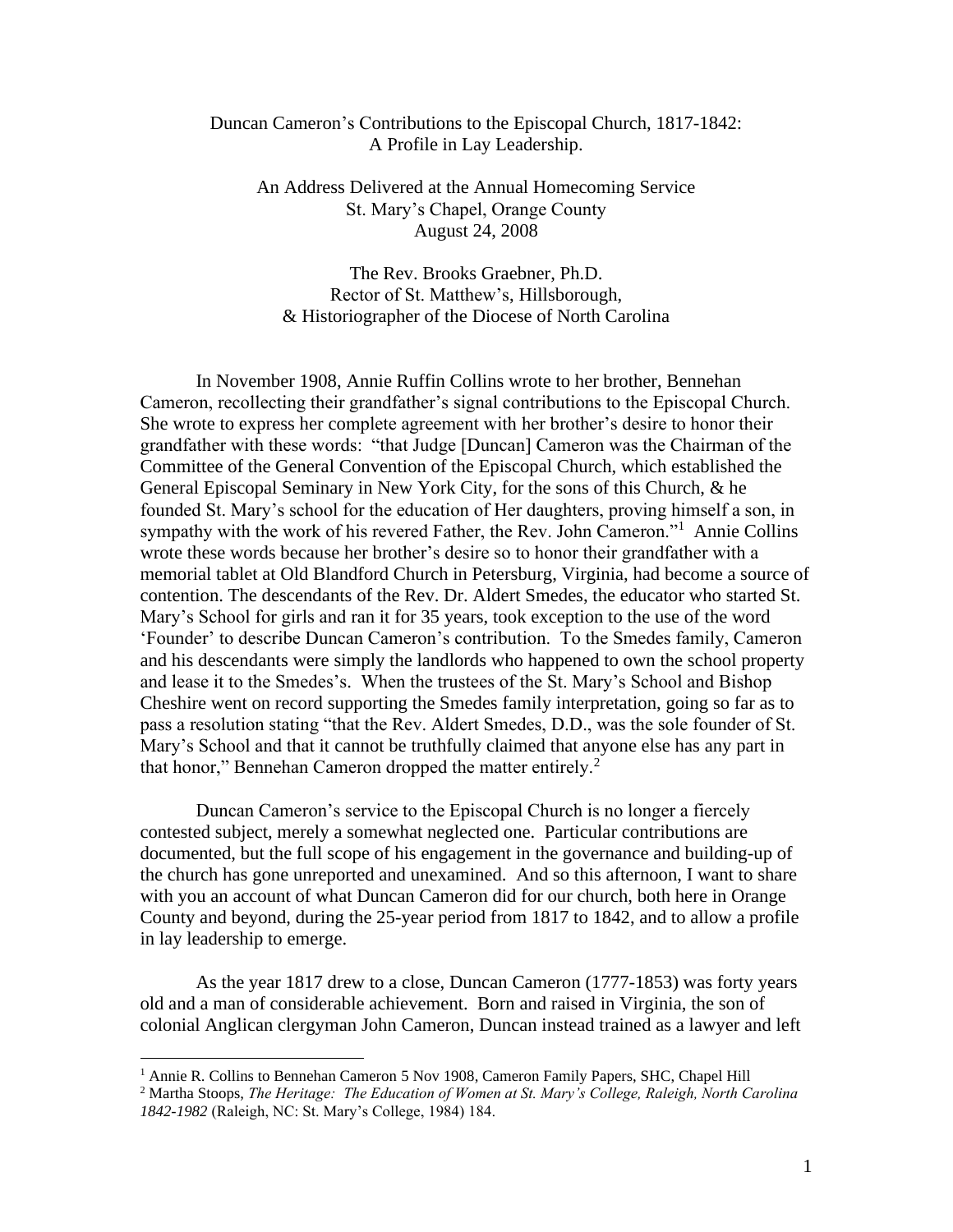# Duncan Cameron's Contributions to the Episcopal Church, 1817-1842: A Profile in Lay Leadership.

An Address Delivered at the Annual Homecoming Service
St. Mary's Chapel, Orange County
August 24, 2008

The Rev. Brooks Graebner, Ph.D.
Rector of St. Matthew's, Hillsborough,
& Historiographer of the Diocese of North Carolina

In November 1908, Annie Ruffin Collins wrote to her brother, Bennehan Cameron, recollecting their grandfather's signal contributions to the Episcopal Church. She wrote to express her complete agreement with her brother's desire to honor their grandfather with these words: "that Judge [Duncan] Cameron was the Chairman of the Committee of the General Convention of the Episcopal Church, which established the General Episcopal Seminary in New York City, for the sons of this Church, & he founded St. Mary's school for the education of Her daughters, proving himself a son, in sympathy with the work of his revered Father, the Rev. John Cameron."[1] Annie Collins wrote these words because her brother's desire so to honor their grandfather with a memorial tablet at Old Blandford Church in Petersburg, Virginia, had become a source of contention. The descendants of the Rev. Dr. Aldert Smedes, the educator who started St. Mary's School for girls and ran it for 35 years, took exception to the use of the word 'Founder' to describe Duncan Cameron's contribution. To the Smedes family, Cameron and his descendants were simply the landlords who happened to own the school property and lease it to the Smedes's. When the trustees of the St. Mary's School and Bishop Cheshire went on record supporting the Smedes family interpretation, going so far as to pass a resolution stating "that the Rev. Aldert Smedes, D.D., was the sole founder of St. Mary's School and that it cannot be truthfully claimed that anyone else has any part in that honor," Bennehan Cameron dropped the matter entirely.[2]

Duncan Cameron's service to the Episcopal Church is no longer a fiercely contested subject, merely a somewhat neglected one. Particular contributions are documented, but the full scope of his engagement in the governance and building-up of the church has gone unreported and unexamined. And so this afternoon, I want to share with you an account of what Duncan Cameron did for our church, both here in Orange County and beyond, during the 25-year period from 1817 to 1842, and to allow a profile in lay leadership to emerge.

As the year 1817 drew to a close, Duncan Cameron (1777-1853) was forty years old and a man of considerable achievement. Born and raised in Virginia, the son of colonial Anglican clergyman John Cameron, Duncan instead trained as a lawyer and left

---

[1] Annie R. Collins to Bennehan Cameron 5 Nov 1908, Cameron Family Papers, SHC, Chapel Hill

[2] Martha Stoops, *The Heritage: The Education of Women at St. Mary's College, Raleigh, North Carolina 1842-1982* (Raleigh, NC: St. Mary's College, 1984) 184.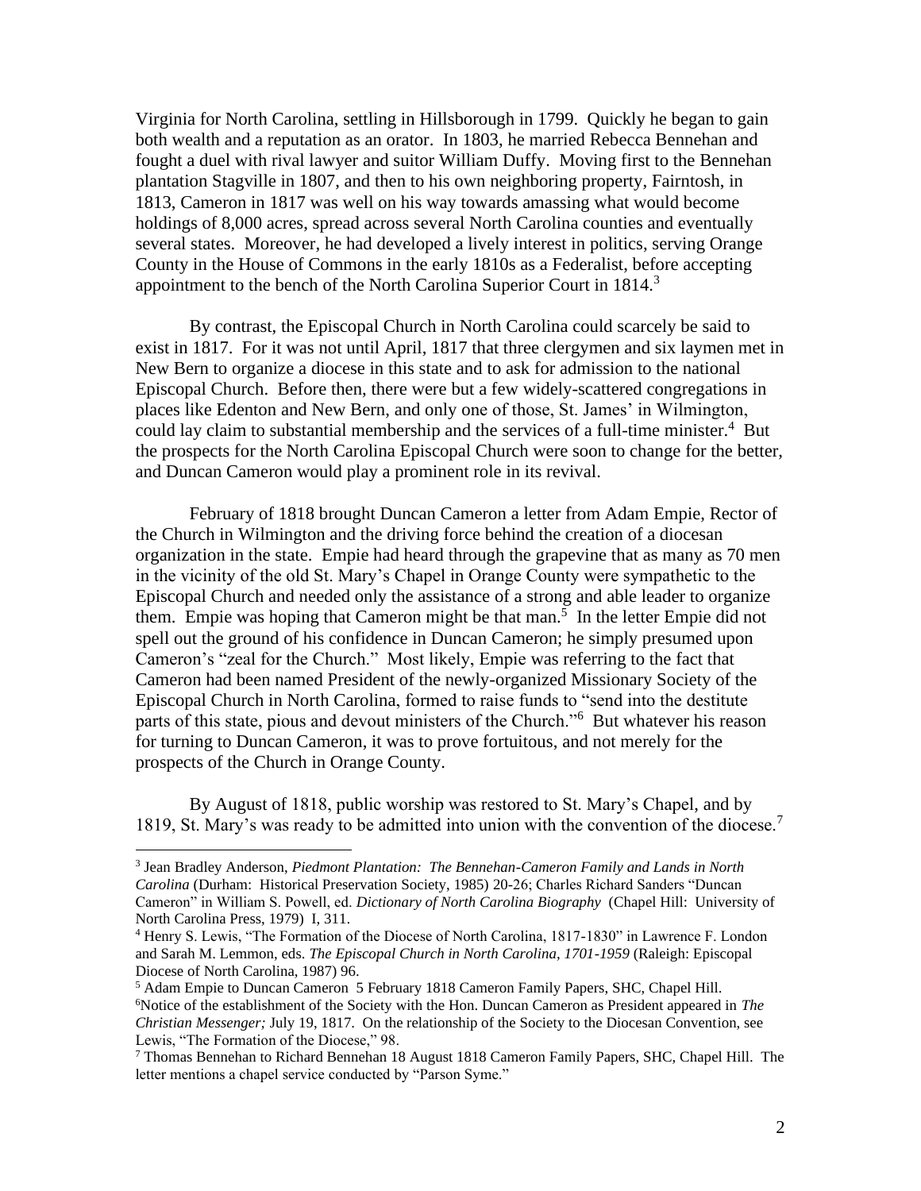Virginia for North Carolina, settling in Hillsborough in 1799. Quickly he began to gain both wealth and a reputation as an orator. In 1803, he married Rebecca Bennehan and fought a duel with rival lawyer and suitor William Duffy. Moving first to the Bennehan plantation Stagville in 1807, and then to his own neighboring property, Fairntosh, in 1813, Cameron in 1817 was well on his way towards amassing what would become holdings of 8,000 acres, spread across several North Carolina counties and eventually several states. Moreover, he had developed a lively interest in politics, serving Orange County in the House of Commons in the early 1810s as a Federalist, before accepting appointment to the bench of the North Carolina Superior Court in 1814.[3]

By contrast, the Episcopal Church in North Carolina could scarcely be said to exist in 1817. For it was not until April, 1817 that three clergymen and six laymen met in New Bern to organize a diocese in this state and to ask for admission to the national Episcopal Church. Before then, there were but a few widely-scattered congregations in places like Edenton and New Bern, and only one of those, St. James' in Wilmington, could lay claim to substantial membership and the services of a full-time minister.[4] But the prospects for the North Carolina Episcopal Church were soon to change for the better, and Duncan Cameron would play a prominent role in its revival.

February of 1818 brought Duncan Cameron a letter from Adam Empie, Rector of the Church in Wilmington and the driving force behind the creation of a diocesan organization in the state. Empie had heard through the grapevine that as many as 70 men in the vicinity of the old St. Mary's Chapel in Orange County were sympathetic to the Episcopal Church and needed only the assistance of a strong and able leader to organize them. Empie was hoping that Cameron might be that man.[5] In the letter Empie did not spell out the ground of his confidence in Duncan Cameron; he simply presumed upon Cameron's "zeal for the Church." Most likely, Empie was referring to the fact that Cameron had been named President of the newly-organized Missionary Society of the Episcopal Church in North Carolina, formed to raise funds to "send into the destitute parts of this state, pious and devout ministers of the Church."[6] But whatever his reason for turning to Duncan Cameron, it was to prove fortuitous, and not merely for the prospects of the Church in Orange County.

By August of 1818, public worship was restored to St. Mary's Chapel, and by 1819, St. Mary's was ready to be admitted into union with the convention of the diocese.[7]

---

[3] Jean Bradley Anderson, *Piedmont Plantation: The Bennehan-Cameron Family and Lands in North Carolina* (Durham: Historical Preservation Society, 1985) 20-26; Charles Richard Sanders "Duncan Cameron" in William S. Powell, ed. *Dictionary of North Carolina Biography* (Chapel Hill: University of North Carolina Press, 1979) I, 311.

[4] Henry S. Lewis, "The Formation of the Diocese of North Carolina, 1817-1830" in Lawrence F. London and Sarah M. Lemmon, eds. *The Episcopal Church in North Carolina, 1701-1959* (Raleigh: Episcopal Diocese of North Carolina, 1987) 96.

[5] Adam Empie to Duncan Cameron 5 February 1818 Cameron Family Papers, SHC, Chapel Hill.

[6] Notice of the establishment of the Society with the Hon. Duncan Cameron as President appeared in *The Christian Messenger;* July 19, 1817. On the relationship of the Society to the Diocesan Convention, see Lewis, "The Formation of the Diocese," 98.

[7] Thomas Bennehan to Richard Bennehan 18 August 1818 Cameron Family Papers, SHC, Chapel Hill. The letter mentions a chapel service conducted by "Parson Syme."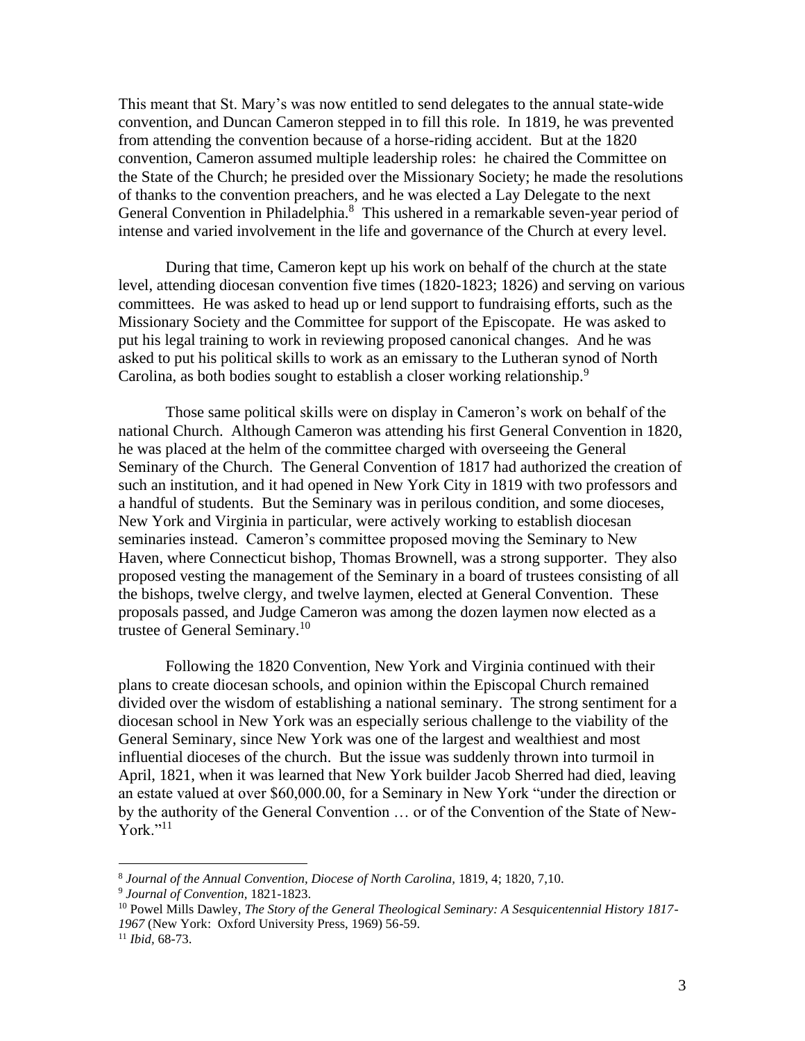This meant that St. Mary's was now entitled to send delegates to the annual state-wide convention, and Duncan Cameron stepped in to fill this role. In 1819, he was prevented from attending the convention because of a horse-riding accident. But at the 1820 convention, Cameron assumed multiple leadership roles: he chaired the Committee on the State of the Church; he presided over the Missionary Society; he made the resolutions of thanks to the convention preachers, and he was elected a Lay Delegate to the next General Convention in Philadelphia.[8] This ushered in a remarkable seven-year period of intense and varied involvement in the life and governance of the Church at every level.

During that time, Cameron kept up his work on behalf of the church at the state level, attending diocesan convention five times (1820-1823; 1826) and serving on various committees. He was asked to head up or lend support to fundraising efforts, such as the Missionary Society and the Committee for support of the Episcopate. He was asked to put his legal training to work in reviewing proposed canonical changes. And he was asked to put his political skills to work as an emissary to the Lutheran synod of North Carolina, as both bodies sought to establish a closer working relationship.[9]

Those same political skills were on display in Cameron's work on behalf of the national Church. Although Cameron was attending his first General Convention in 1820, he was placed at the helm of the committee charged with overseeing the General Seminary of the Church. The General Convention of 1817 had authorized the creation of such an institution, and it had opened in New York City in 1819 with two professors and a handful of students. But the Seminary was in perilous condition, and some dioceses, New York and Virginia in particular, were actively working to establish diocesan seminaries instead. Cameron's committee proposed moving the Seminary to New Haven, where Connecticut bishop, Thomas Brownell, was a strong supporter. They also proposed vesting the management of the Seminary in a board of trustees consisting of all the bishops, twelve clergy, and twelve laymen, elected at General Convention. These proposals passed, and Judge Cameron was among the dozen laymen now elected as a trustee of General Seminary.[10]

Following the 1820 Convention, New York and Virginia continued with their plans to create diocesan schools, and opinion within the Episcopal Church remained divided over the wisdom of establishing a national seminary. The strong sentiment for a diocesan school in New York was an especially serious challenge to the viability of the General Seminary, since New York was one of the largest and wealthiest and most influential dioceses of the church. But the issue was suddenly thrown into turmoil in April, 1821, when it was learned that New York builder Jacob Sherred had died, leaving an estate valued at over $60,000.00, for a Seminary in New York "under the direction or by the authority of the General Convention … or of the Convention of the State of New-York."[11]

---

[8] *Journal of the Annual Convention, Diocese of North Carolina,* 1819, 4; 1820, 7,10.

[9] *Journal of Convention,* 1821-1823.

[10] Powel Mills Dawley, *The Story of the General Theological Seminary: A Sesquicentennial History 1817-1967* (New York: Oxford University Press, 1969) 56-59.

[11] *Ibid,* 68-73.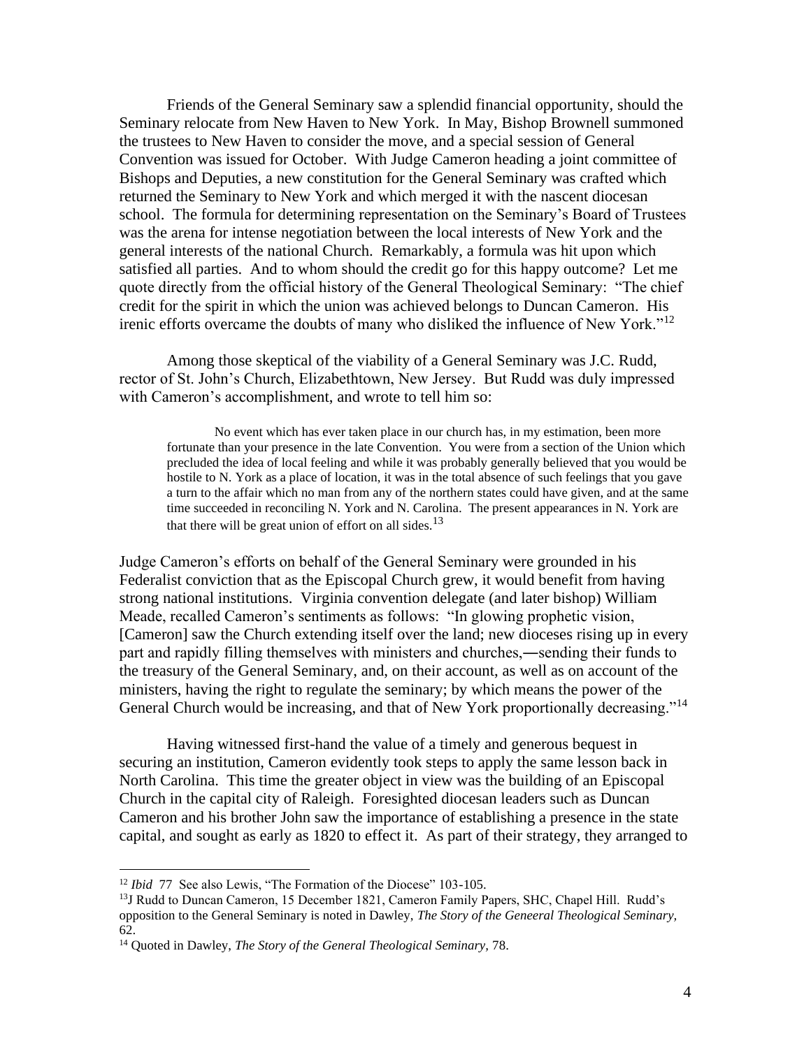Friends of the General Seminary saw a splendid financial opportunity, should the Seminary relocate from New Haven to New York. In May, Bishop Brownell summoned the trustees to New Haven to consider the move, and a special session of General Convention was issued for October. With Judge Cameron heading a joint committee of Bishops and Deputies, a new constitution for the General Seminary was crafted which returned the Seminary to New York and which merged it with the nascent diocesan school. The formula for determining representation on the Seminary's Board of Trustees was the arena for intense negotiation between the local interests of New York and the general interests of the national Church. Remarkably, a formula was hit upon which satisfied all parties. And to whom should the credit go for this happy outcome? Let me quote directly from the official history of the General Theological Seminary: "The chief credit for the spirit in which the union was achieved belongs to Duncan Cameron. His irenic efforts overcame the doubts of many who disliked the influence of New York."[12]

Among those skeptical of the viability of a General Seminary was J.C. Rudd, rector of St. John's Church, Elizabethtown, New Jersey. But Rudd was duly impressed with Cameron's accomplishment, and wrote to tell him so:

> No event which has ever taken place in our church has, in my estimation, been more fortunate than your presence in the late Convention. You were from a section of the Union which precluded the idea of local feeling and while it was probably generally believed that you would be hostile to N. York as a place of location, it was in the total absence of such feelings that you gave a turn to the affair which no man from any of the northern states could have given, and at the same time succeeded in reconciling N. York and N. Carolina. The present appearances in N. York are that there will be great union of effort on all sides.[13]

Judge Cameron's efforts on behalf of the General Seminary were grounded in his Federalist conviction that as the Episcopal Church grew, it would benefit from having strong national institutions. Virginia convention delegate (and later bishop) William Meade, recalled Cameron's sentiments as follows: "In glowing prophetic vision, [Cameron] saw the Church extending itself over the land; new dioceses rising up in every part and rapidly filling themselves with ministers and churches,—sending their funds to the treasury of the General Seminary, and, on their account, as well as on account of the ministers, having the right to regulate the seminary; by which means the power of the General Church would be increasing, and that of New York proportionally decreasing."[14]

Having witnessed first-hand the value of a timely and generous bequest in securing an institution, Cameron evidently took steps to apply the same lesson back in North Carolina. This time the greater object in view was the building of an Episcopal Church in the capital city of Raleigh. Foresighted diocesan leaders such as Duncan Cameron and his brother John saw the importance of establishing a presence in the state capital, and sought as early as 1820 to effect it. As part of their strategy, they arranged to

---

[12] *Ibid* 77 See also Lewis, "The Formation of the Diocese" 103-105.

[13] J Rudd to Duncan Cameron, 15 December 1821, Cameron Family Papers, SHC, Chapel Hill. Rudd's opposition to the General Seminary is noted in Dawley, *The Story of the Geneeral Theological Seminary,* 62.

[14] Quoted in Dawley, *The Story of the General Theological Seminary,* 78.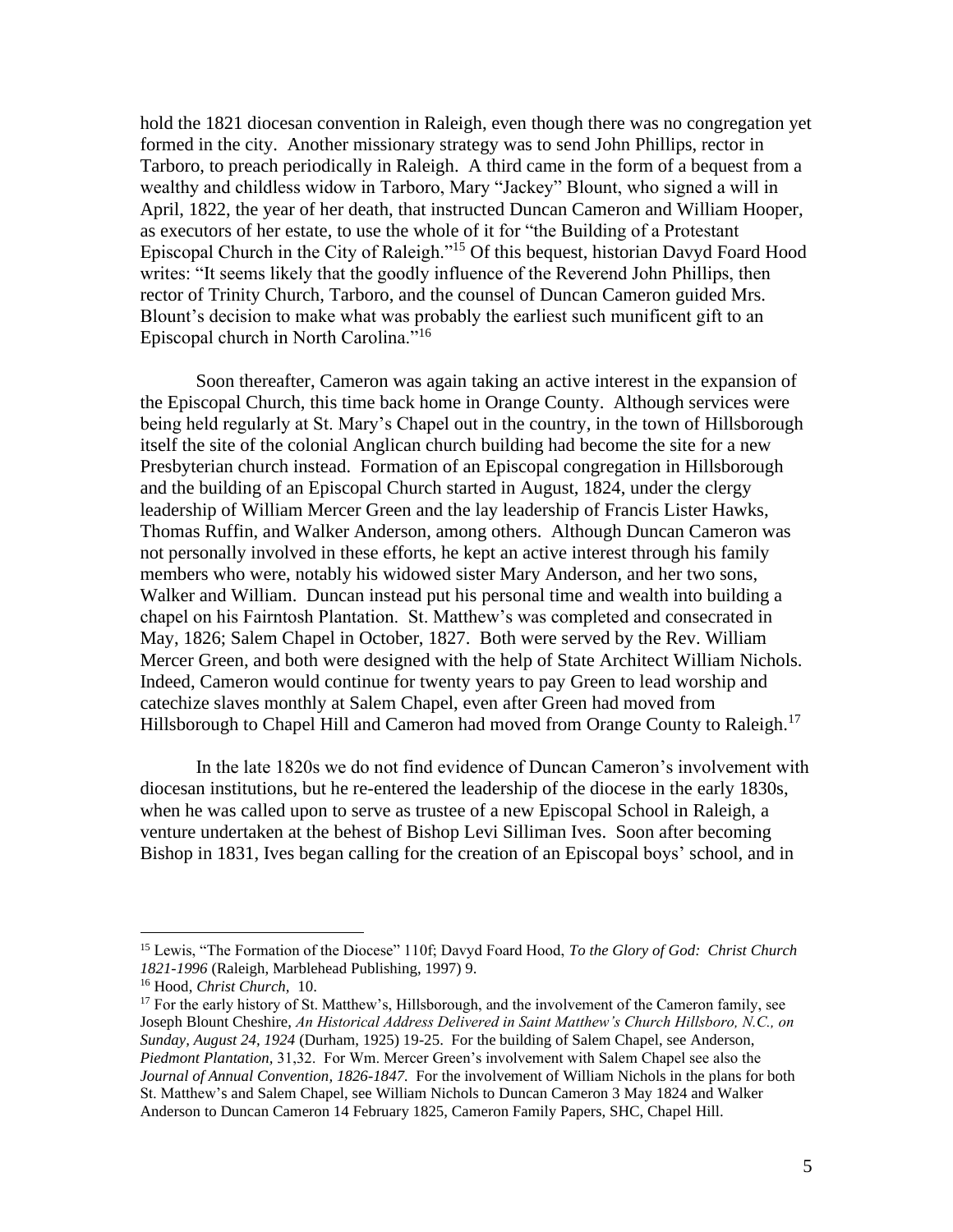hold the 1821 diocesan convention in Raleigh, even though there was no congregation yet formed in the city. Another missionary strategy was to send John Phillips, rector in Tarboro, to preach periodically in Raleigh. A third came in the form of a bequest from a wealthy and childless widow in Tarboro, Mary "Jackey" Blount, who signed a will in April, 1822, the year of her death, that instructed Duncan Cameron and William Hooper, as executors of her estate, to use the whole of it for "the Building of a Protestant Episcopal Church in the City of Raleigh."[15] Of this bequest, historian Davyd Foard Hood writes: "It seems likely that the goodly influence of the Reverend John Phillips, then rector of Trinity Church, Tarboro, and the counsel of Duncan Cameron guided Mrs. Blount's decision to make what was probably the earliest such munificent gift to an Episcopal church in North Carolina."[16]

Soon thereafter, Cameron was again taking an active interest in the expansion of the Episcopal Church, this time back home in Orange County. Although services were being held regularly at St. Mary's Chapel out in the country, in the town of Hillsborough itself the site of the colonial Anglican church building had become the site for a new Presbyterian church instead. Formation of an Episcopal congregation in Hillsborough and the building of an Episcopal Church started in August, 1824, under the clergy leadership of William Mercer Green and the lay leadership of Francis Lister Hawks, Thomas Ruffin, and Walker Anderson, among others. Although Duncan Cameron was not personally involved in these efforts, he kept an active interest through his family members who were, notably his widowed sister Mary Anderson, and her two sons, Walker and William. Duncan instead put his personal time and wealth into building a chapel on his Fairntosh Plantation. St. Matthew's was completed and consecrated in May, 1826; Salem Chapel in October, 1827. Both were served by the Rev. William Mercer Green, and both were designed with the help of State Architect William Nichols. Indeed, Cameron would continue for twenty years to pay Green to lead worship and catechize slaves monthly at Salem Chapel, even after Green had moved from Hillsborough to Chapel Hill and Cameron had moved from Orange County to Raleigh.[17]

In the late 1820s we do not find evidence of Duncan Cameron's involvement with diocesan institutions, but he re-entered the leadership of the diocese in the early 1830s, when he was called upon to serve as trustee of a new Episcopal School in Raleigh, a venture undertaken at the behest of Bishop Levi Silliman Ives. Soon after becoming Bishop in 1831, Ives began calling for the creation of an Episcopal boys' school, and in

---

[15] Lewis, "The Formation of the Diocese" 110f; Davyd Foard Hood, *To the Glory of God: Christ Church 1821-1996* (Raleigh, Marblehead Publishing, 1997) 9.

[16] Hood, *Christ Church*, 10.

[17] For the early history of St. Matthew's, Hillsborough, and the involvement of the Cameron family, see Joseph Blount Cheshire, *An Historical Address Delivered in Saint Matthew's Church Hillsboro, N.C., on Sunday, August 24, 1924* (Durham, 1925) 19-25. For the building of Salem Chapel, see Anderson, *Piedmont Plantation*, 31,32. For Wm. Mercer Green's involvement with Salem Chapel see also the *Journal of Annual Convention, 1826-1847.* For the involvement of William Nichols in the plans for both St. Matthew's and Salem Chapel, see William Nichols to Duncan Cameron 3 May 1824 and Walker Anderson to Duncan Cameron 14 February 1825, Cameron Family Papers, SHC, Chapel Hill.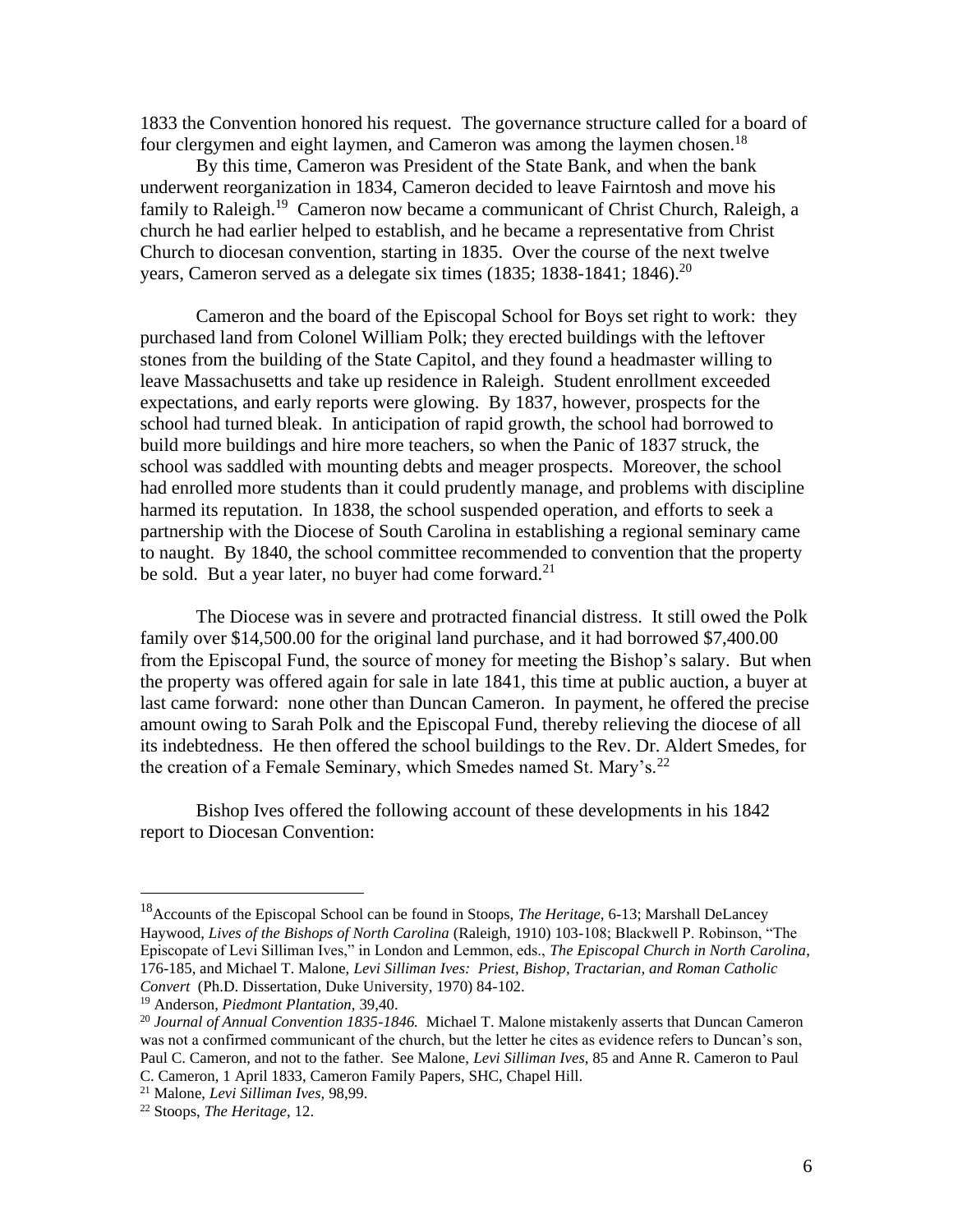1833 the Convention honored his request. The governance structure called for a board of four clergymen and eight laymen, and Cameron was among the laymen chosen.[18]

By this time, Cameron was President of the State Bank, and when the bank underwent reorganization in 1834, Cameron decided to leave Fairntosh and move his family to Raleigh.[19] Cameron now became a communicant of Christ Church, Raleigh, a church he had earlier helped to establish, and he became a representative from Christ Church to diocesan convention, starting in 1835. Over the course of the next twelve years, Cameron served as a delegate six times (1835; 1838-1841; 1846).[20]

Cameron and the board of the Episcopal School for Boys set right to work: they purchased land from Colonel William Polk; they erected buildings with the leftover stones from the building of the State Capitol, and they found a headmaster willing to leave Massachusetts and take up residence in Raleigh. Student enrollment exceeded expectations, and early reports were glowing. By 1837, however, prospects for the school had turned bleak. In anticipation of rapid growth, the school had borrowed to build more buildings and hire more teachers, so when the Panic of 1837 struck, the school was saddled with mounting debts and meager prospects. Moreover, the school had enrolled more students than it could prudently manage, and problems with discipline harmed its reputation. In 1838, the school suspended operation, and efforts to seek a partnership with the Diocese of South Carolina in establishing a regional seminary came to naught. By 1840, the school committee recommended to convention that the property be sold. But a year later, no buyer had come forward.[21]

The Diocese was in severe and protracted financial distress. It still owed the Polk family over $14,500.00 for the original land purchase, and it had borrowed $7,400.00 from the Episcopal Fund, the source of money for meeting the Bishop's salary. But when the property was offered again for sale in late 1841, this time at public auction, a buyer at last came forward: none other than Duncan Cameron. In payment, he offered the precise amount owing to Sarah Polk and the Episcopal Fund, thereby relieving the diocese of all its indebtedness. He then offered the school buildings to the Rev. Dr. Aldert Smedes, for the creation of a Female Seminary, which Smedes named St. Mary's.[22]

Bishop Ives offered the following account of these developments in his 1842 report to Diocesan Convention:

---

[18] Accounts of the Episcopal School can be found in Stoops, *The Heritage,* 6-13; Marshall DeLancey Haywood, *Lives of the Bishops of North Carolina* (Raleigh, 1910) 103-108; Blackwell P. Robinson, "The Episcopate of Levi Silliman Ives," in London and Lemmon, eds., *The Episcopal Church in North Carolina*, 176-185, and Michael T. Malone, *Levi Silliman Ives: Priest, Bishop, Tractarian, and Roman Catholic Convert* (Ph.D. Dissertation, Duke University, 1970) 84-102.

[19] Anderson, *Piedmont Plantation*, 39,40.

[20] *Journal of Annual Convention 1835-1846.* Michael T. Malone mistakenly asserts that Duncan Cameron was not a confirmed communicant of the church, but the letter he cites as evidence refers to Duncan's son, Paul C. Cameron, and not to the father. See Malone, *Levi Silliman Ives*, 85 and Anne R. Cameron to Paul C. Cameron, 1 April 1833, Cameron Family Papers, SHC, Chapel Hill.

[21] Malone, *Levi Silliman Ives*, 98,99.

[22] Stoops, *The Heritage*, 12.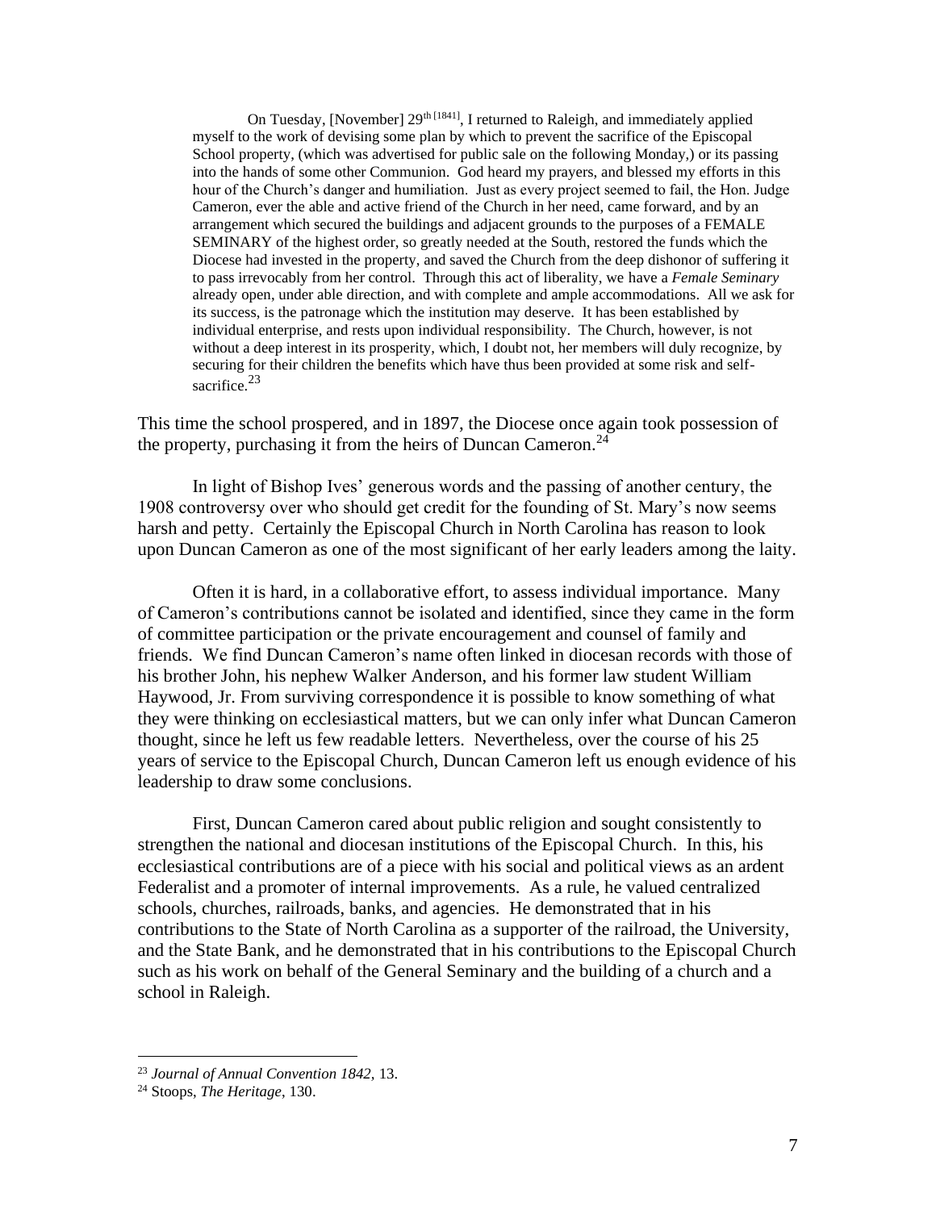> On Tuesday, [November] 29th [1841], I returned to Raleigh, and immediately applied myself to the work of devising some plan by which to prevent the sacrifice of the Episcopal School property, (which was advertised for public sale on the following Monday,) or its passing into the hands of some other Communion. God heard my prayers, and blessed my efforts in this hour of the Church's danger and humiliation. Just as every project seemed to fail, the Hon. Judge Cameron, ever the able and active friend of the Church in her need, came forward, and by an arrangement which secured the buildings and adjacent grounds to the purposes of a FEMALE SEMINARY of the highest order, so greatly needed at the South, restored the funds which the Diocese had invested in the property, and saved the Church from the deep dishonor of suffering it to pass irrevocably from her control. Through this act of liberality, we have a *Female Seminary* already open, under able direction, and with complete and ample accommodations. All we ask for its success, is the patronage which the institution may deserve. It has been established by individual enterprise, and rests upon individual responsibility. The Church, however, is not without a deep interest in its prosperity, which, I doubt not, her members will duly recognize, by securing for their children the benefits which have thus been provided at some risk and self-sacrifice.[23]

This time the school prospered, and in 1897, the Diocese once again took possession of the property, purchasing it from the heirs of Duncan Cameron.[24]

In light of Bishop Ives' generous words and the passing of another century, the 1908 controversy over who should get credit for the founding of St. Mary's now seems harsh and petty. Certainly the Episcopal Church in North Carolina has reason to look upon Duncan Cameron as one of the most significant of her early leaders among the laity.

Often it is hard, in a collaborative effort, to assess individual importance. Many of Cameron's contributions cannot be isolated and identified, since they came in the form of committee participation or the private encouragement and counsel of family and friends. We find Duncan Cameron's name often linked in diocesan records with those of his brother John, his nephew Walker Anderson, and his former law student William Haywood, Jr. From surviving correspondence it is possible to know something of what they were thinking on ecclesiastical matters, but we can only infer what Duncan Cameron thought, since he left us few readable letters. Nevertheless, over the course of his 25 years of service to the Episcopal Church, Duncan Cameron left us enough evidence of his leadership to draw some conclusions.

First, Duncan Cameron cared about public religion and sought consistently to strengthen the national and diocesan institutions of the Episcopal Church. In this, his ecclesiastical contributions are of a piece with his social and political views as an ardent Federalist and a promoter of internal improvements. As a rule, he valued centralized schools, churches, railroads, banks, and agencies. He demonstrated that in his contributions to the State of North Carolina as a supporter of the railroad, the University, and the State Bank, and he demonstrated that in his contributions to the Episcopal Church such as his work on behalf of the General Seminary and the building of a church and a school in Raleigh.

---

[23] *Journal of Annual Convention 1842*, 13.

[24] Stoops, *The Heritage*, 130.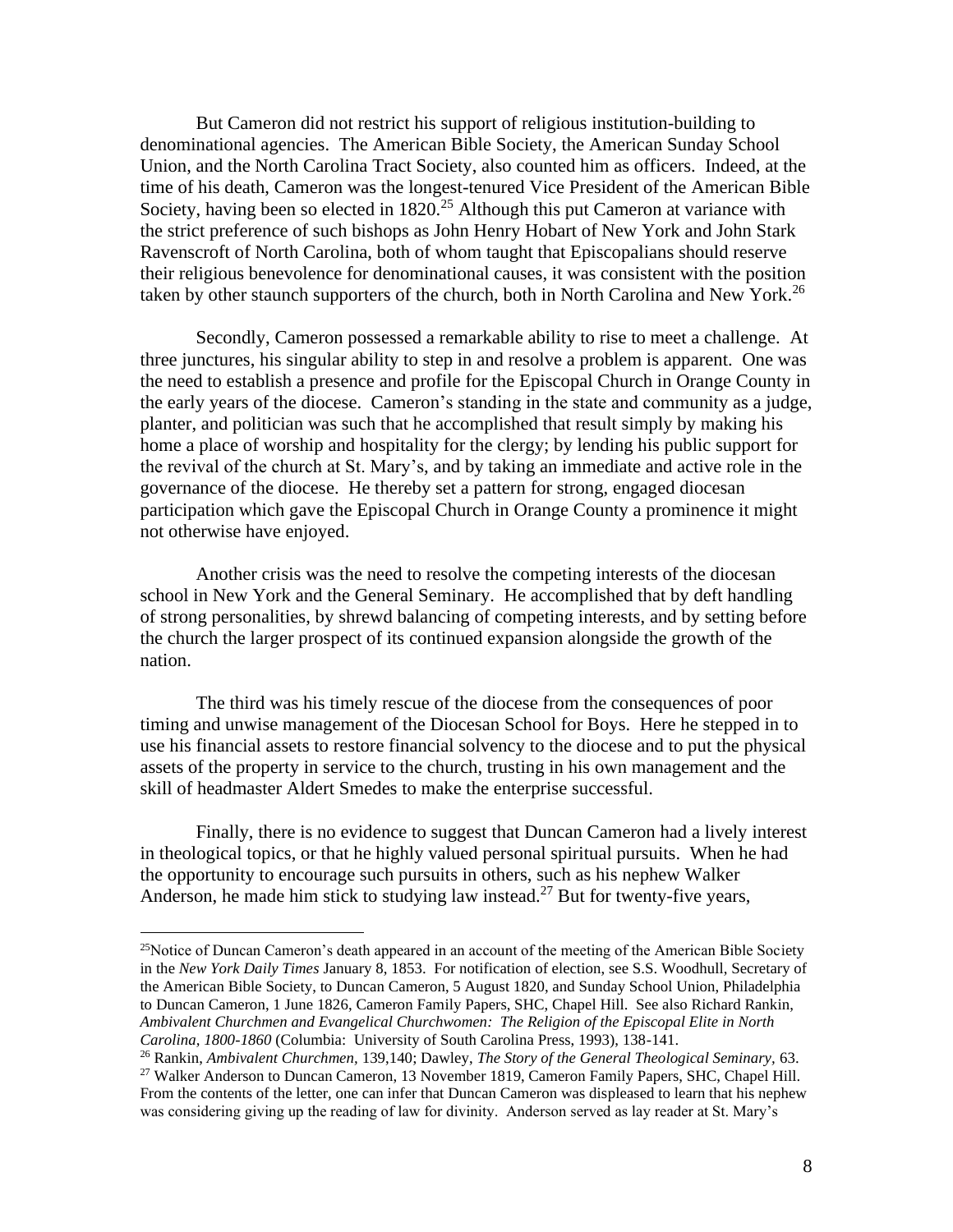But Cameron did not restrict his support of religious institution-building to denominational agencies. The American Bible Society, the American Sunday School Union, and the North Carolina Tract Society, also counted him as officers. Indeed, at the time of his death, Cameron was the longest-tenured Vice President of the American Bible Society, having been so elected in 1820.[25] Although this put Cameron at variance with the strict preference of such bishops as John Henry Hobart of New York and John Stark Ravenscroft of North Carolina, both of whom taught that Episcopalians should reserve their religious benevolence for denominational causes, it was consistent with the position taken by other staunch supporters of the church, both in North Carolina and New York.[26]

Secondly, Cameron possessed a remarkable ability to rise to meet a challenge. At three junctures, his singular ability to step in and resolve a problem is apparent. One was the need to establish a presence and profile for the Episcopal Church in Orange County in the early years of the diocese. Cameron's standing in the state and community as a judge, planter, and politician was such that he accomplished that result simply by making his home a place of worship and hospitality for the clergy; by lending his public support for the revival of the church at St. Mary's, and by taking an immediate and active role in the governance of the diocese. He thereby set a pattern for strong, engaged diocesan participation which gave the Episcopal Church in Orange County a prominence it might not otherwise have enjoyed.

Another crisis was the need to resolve the competing interests of the diocesan school in New York and the General Seminary. He accomplished that by deft handling of strong personalities, by shrewd balancing of competing interests, and by setting before the church the larger prospect of its continued expansion alongside the growth of the nation.

The third was his timely rescue of the diocese from the consequences of poor timing and unwise management of the Diocesan School for Boys. Here he stepped in to use his financial assets to restore financial solvency to the diocese and to put the physical assets of the property in service to the church, trusting in his own management and the skill of headmaster Aldert Smedes to make the enterprise successful.

Finally, there is no evidence to suggest that Duncan Cameron had a lively interest in theological topics, or that he highly valued personal spiritual pursuits. When he had the opportunity to encourage such pursuits in others, such as his nephew Walker Anderson, he made him stick to studying law instead.[27] But for twenty-five years,

---

[25]Notice of Duncan Cameron's death appeared in an account of the meeting of the American Bible Society in the *New York Daily Times* January 8, 1853. For notification of election, see S.S. Woodhull, Secretary of the American Bible Society, to Duncan Cameron, 5 August 1820, and Sunday School Union, Philadelphia to Duncan Cameron, 1 June 1826, Cameron Family Papers, SHC, Chapel Hill. See also Richard Rankin, *Ambivalent Churchmen and Evangelical Churchwomen: The Religion of the Episcopal Elite in North Carolina, 1800-1860* (Columbia: University of South Carolina Press, 1993), 138-141.

[26] Rankin, *Ambivalent Churchmen,* 139,140; Dawley, *The Story of the General Theological Seminary,* 63.

[27] Walker Anderson to Duncan Cameron, 13 November 1819, Cameron Family Papers, SHC, Chapel Hill. From the contents of the letter, one can infer that Duncan Cameron was displeased to learn that his nephew was considering giving up the reading of law for divinity. Anderson served as lay reader at St. Mary's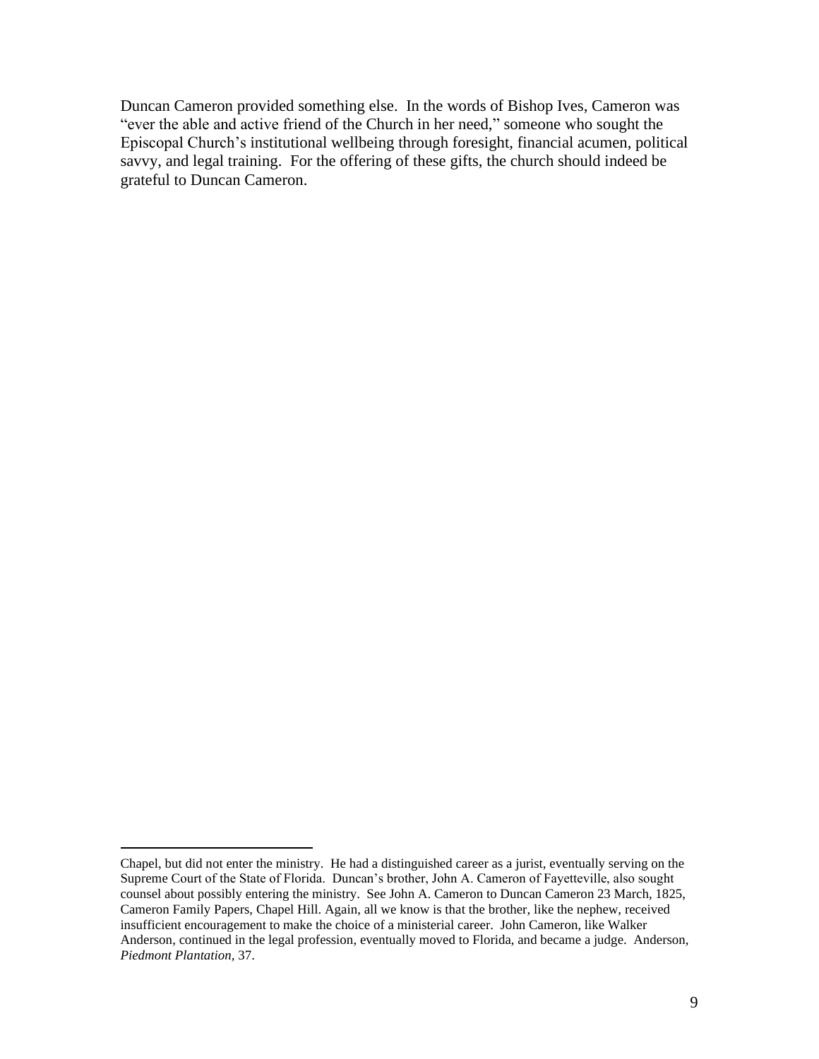Duncan Cameron provided something else. In the words of Bishop Ives, Cameron was "ever the able and active friend of the Church in her need," someone who sought the Episcopal Church's institutional wellbeing through foresight, financial acumen, political savvy, and legal training. For the offering of these gifts, the church should indeed be grateful to Duncan Cameron.

---

Chapel, but did not enter the ministry. He had a distinguished career as a jurist, eventually serving on the Supreme Court of the State of Florida. Duncan's brother, John A. Cameron of Fayetteville, also sought counsel about possibly entering the ministry. See John A. Cameron to Duncan Cameron 23 March, 1825, Cameron Family Papers, Chapel Hill. Again, all we know is that the brother, like the nephew, received insufficient encouragement to make the choice of a ministerial career. John Cameron, like Walker Anderson, continued in the legal profession, eventually moved to Florida, and became a judge. Anderson, *Piedmont Plantation,* 37.